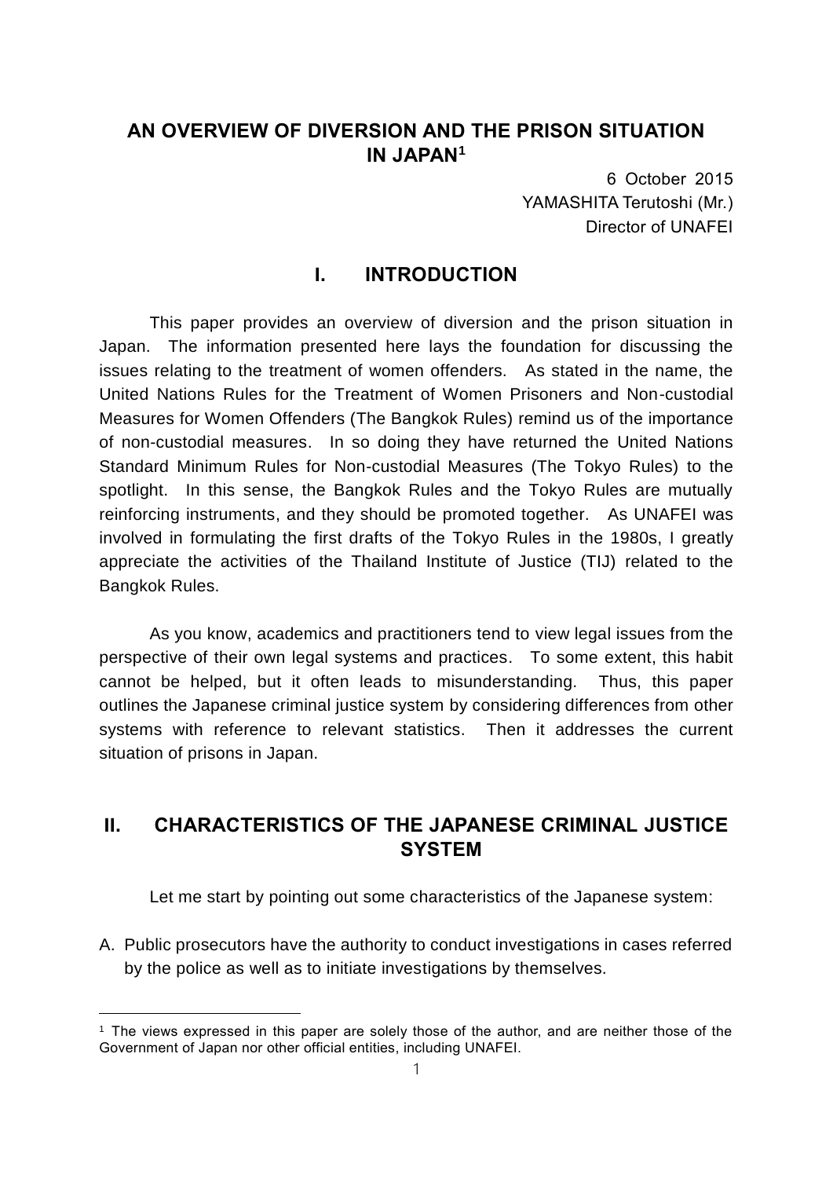# AN OVERVIEW OF DIVERSION AND THE PRISON SITUATION IN JAPAN[1]

6 October 2015
YAMASHITA Terutoshi (Mr.)
Director of UNAFEI

## I. INTRODUCTION

This paper provides an overview of diversion and the prison situation in Japan. The information presented here lays the foundation for discussing the issues relating to the treatment of women offenders. As stated in the name, the United Nations Rules for the Treatment of Women Prisoners and Non-custodial Measures for Women Offenders (The Bangkok Rules) remind us of the importance of non-custodial measures. In so doing they have returned the United Nations Standard Minimum Rules for Non-custodial Measures (The Tokyo Rules) to the spotlight. In this sense, the Bangkok Rules and the Tokyo Rules are mutually reinforcing instruments, and they should be promoted together. As UNAFEI was involved in formulating the first drafts of the Tokyo Rules in the 1980s, I greatly appreciate the activities of the Thailand Institute of Justice (TIJ) related to the Bangkok Rules.

As you know, academics and practitioners tend to view legal issues from the perspective of their own legal systems and practices. To some extent, this habit cannot be helped, but it often leads to misunderstanding. Thus, this paper outlines the Japanese criminal justice system by considering differences from other systems with reference to relevant statistics. Then it addresses the current situation of prisons in Japan.

## II. CHARACTERISTICS OF THE JAPANESE CRIMINAL JUSTICE SYSTEM

Let me start by pointing out some characteristics of the Japanese system:

A. Public prosecutors have the authority to conduct investigations in cases referred by the police as well as to initiate investigations by themselves.

---

[1] The views expressed in this paper are solely those of the author, and are neither those of the Government of Japan nor other official entities, including UNAFEI.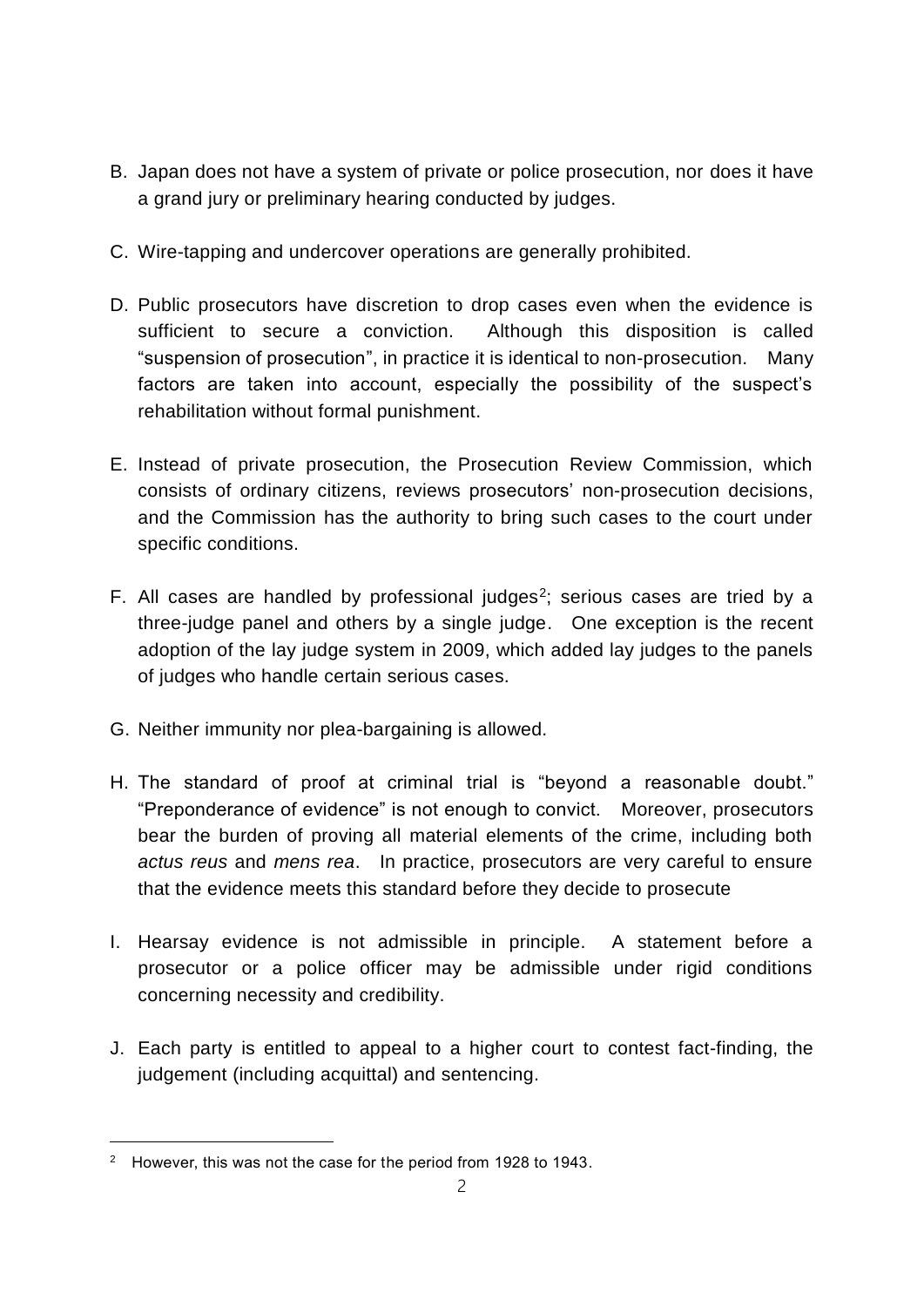B. Japan does not have a system of private or police prosecution, nor does it have a grand jury or preliminary hearing conducted by judges.

C. Wire-tapping and undercover operations are generally prohibited.

D. Public prosecutors have discretion to drop cases even when the evidence is sufficient to secure a conviction. Although this disposition is called "suspension of prosecution", in practice it is identical to non-prosecution. Many factors are taken into account, especially the possibility of the suspect's rehabilitation without formal punishment.

E. Instead of private prosecution, the Prosecution Review Commission, which consists of ordinary citizens, reviews prosecutors' non-prosecution decisions, and the Commission has the authority to bring such cases to the court under specific conditions.

F. All cases are handled by professional judges[2]; serious cases are tried by a three-judge panel and others by a single judge. One exception is the recent adoption of the lay judge system in 2009, which added lay judges to the panels of judges who handle certain serious cases.

G. Neither immunity nor plea-bargaining is allowed.

H. The standard of proof at criminal trial is "beyond a reasonable doubt." "Preponderance of evidence" is not enough to convict. Moreover, prosecutors bear the burden of proving all material elements of the crime, including both *actus reus* and *mens rea*. In practice, prosecutors are very careful to ensure that the evidence meets this standard before they decide to prosecute

I. Hearsay evidence is not admissible in principle. A statement before a prosecutor or a police officer may be admissible under rigid conditions concerning necessity and credibility.

J. Each party is entitled to appeal to a higher court to contest fact-finding, the judgement (including acquittal) and sentencing.

---

[2] However, this was not the case for the period from 1928 to 1943.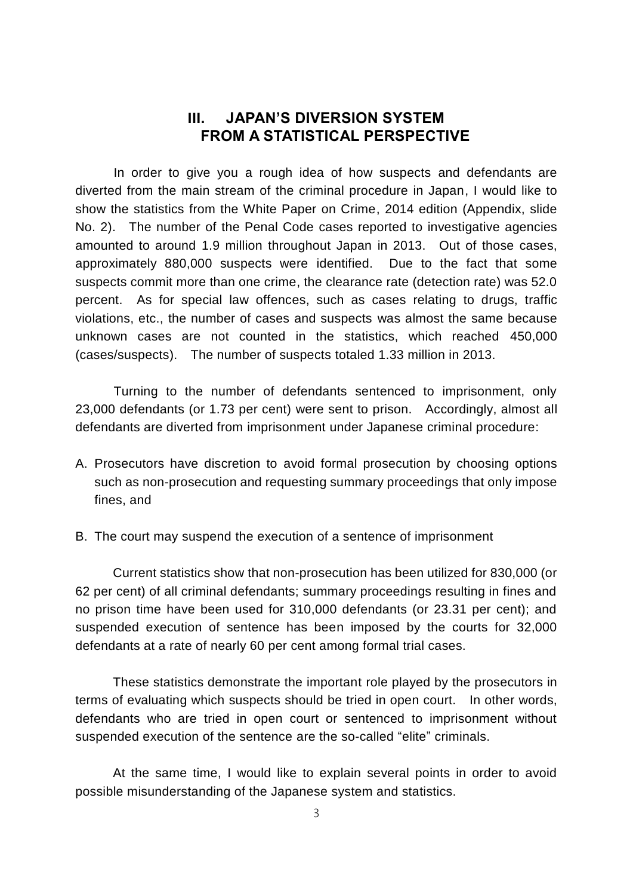## III. JAPAN'S DIVERSION SYSTEM FROM A STATISTICAL PERSPECTIVE

In order to give you a rough idea of how suspects and defendants are diverted from the main stream of the criminal procedure in Japan, I would like to show the statistics from the White Paper on Crime, 2014 edition (Appendix, slide No. 2). The number of the Penal Code cases reported to investigative agencies amounted to around 1.9 million throughout Japan in 2013. Out of those cases, approximately 880,000 suspects were identified. Due to the fact that some suspects commit more than one crime, the clearance rate (detection rate) was 52.0 percent. As for special law offences, such as cases relating to drugs, traffic violations, etc., the number of cases and suspects was almost the same because unknown cases are not counted in the statistics, which reached 450,000 (cases/suspects). The number of suspects totaled 1.33 million in 2013.

Turning to the number of defendants sentenced to imprisonment, only 23,000 defendants (or 1.73 per cent) were sent to prison. Accordingly, almost all defendants are diverted from imprisonment under Japanese criminal procedure:

A. Prosecutors have discretion to avoid formal prosecution by choosing options such as non-prosecution and requesting summary proceedings that only impose fines, and

B. The court may suspend the execution of a sentence of imprisonment

Current statistics show that non-prosecution has been utilized for 830,000 (or 62 per cent) of all criminal defendants; summary proceedings resulting in fines and no prison time have been used for 310,000 defendants (or 23.31 per cent); and suspended execution of sentence has been imposed by the courts for 32,000 defendants at a rate of nearly 60 per cent among formal trial cases.

These statistics demonstrate the important role played by the prosecutors in terms of evaluating which suspects should be tried in open court. In other words, defendants who are tried in open court or sentenced to imprisonment without suspended execution of the sentence are the so-called "elite" criminals.

At the same time, I would like to explain several points in order to avoid possible misunderstanding of the Japanese system and statistics.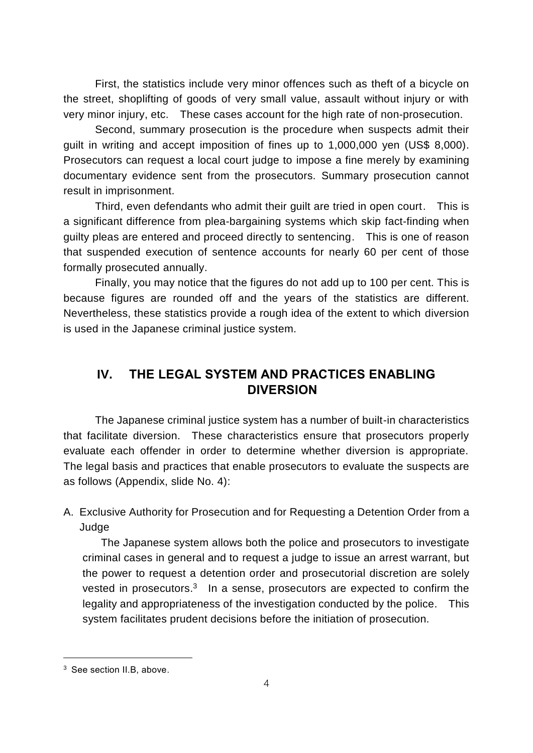First, the statistics include very minor offences such as theft of a bicycle on the street, shoplifting of goods of very small value, assault without injury or with very minor injury, etc. These cases account for the high rate of non-prosecution.

Second, summary prosecution is the procedure when suspects admit their guilt in writing and accept imposition of fines up to 1,000,000 yen (US$ 8,000). Prosecutors can request a local court judge to impose a fine merely by examining documentary evidence sent from the prosecutors. Summary prosecution cannot result in imprisonment.

Third, even defendants who admit their guilt are tried in open court. This is a significant difference from plea-bargaining systems which skip fact-finding when guilty pleas are entered and proceed directly to sentencing. This is one of reason that suspended execution of sentence accounts for nearly 60 per cent of those formally prosecuted annually.

Finally, you may notice that the figures do not add up to 100 per cent. This is because figures are rounded off and the years of the statistics are different. Nevertheless, these statistics provide a rough idea of the extent to which diversion is used in the Japanese criminal justice system.

## IV. THE LEGAL SYSTEM AND PRACTICES ENABLING DIVERSION

The Japanese criminal justice system has a number of built-in characteristics that facilitate diversion. These characteristics ensure that prosecutors properly evaluate each offender in order to determine whether diversion is appropriate. The legal basis and practices that enable prosecutors to evaluate the suspects are as follows (Appendix, slide No. 4):

A. Exclusive Authority for Prosecution and for Requesting a Detention Order from a Judge

The Japanese system allows both the police and prosecutors to investigate criminal cases in general and to request a judge to issue an arrest warrant, but the power to request a detention order and prosecutorial discretion are solely vested in prosecutors.[3] In a sense, prosecutors are expected to confirm the legality and appropriateness of the investigation conducted by the police. This system facilitates prudent decisions before the initiation of prosecution.

[3] See section II.B, above.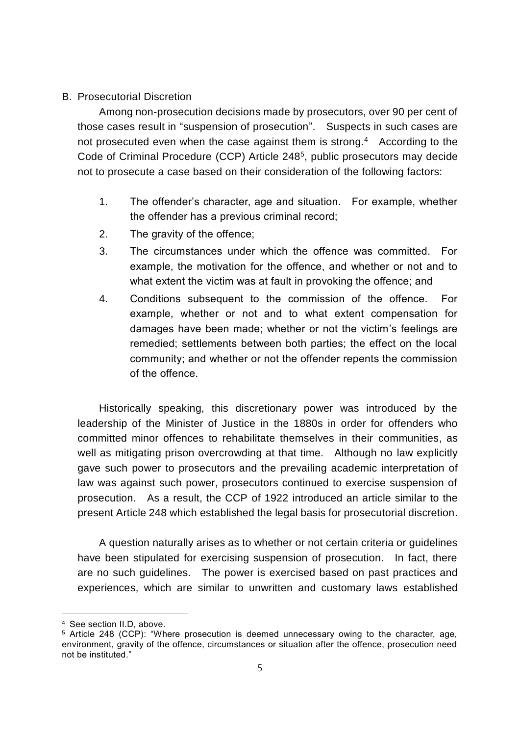## B. Prosecutorial Discretion

Among non-prosecution decisions made by prosecutors, over 90 per cent of those cases result in "suspension of prosecution". Suspects in such cases are not prosecuted even when the case against them is strong.[4] According to the Code of Criminal Procedure (CCP) Article 248[5], public prosecutors may decide not to prosecute a case based on their consideration of the following factors:

1. The offender's character, age and situation. For example, whether the offender has a previous criminal record;
2. The gravity of the offence;
3. The circumstances under which the offence was committed. For example, the motivation for the offence, and whether or not and to what extent the victim was at fault in provoking the offence; and
4. Conditions subsequent to the commission of the offence. For example, whether or not and to what extent compensation for damages have been made; whether or not the victim's feelings are remedied; settlements between both parties; the effect on the local community; and whether or not the offender repents the commission of the offence.

Historically speaking, this discretionary power was introduced by the leadership of the Minister of Justice in the 1880s in order for offenders who committed minor offences to rehabilitate themselves in their communities, as well as mitigating prison overcrowding at that time. Although no law explicitly gave such power to prosecutors and the prevailing academic interpretation of law was against such power, prosecutors continued to exercise suspension of prosecution. As a result, the CCP of 1922 introduced an article similar to the present Article 248 which established the legal basis for prosecutorial discretion.

A question naturally arises as to whether or not certain criteria or guidelines have been stipulated for exercising suspension of prosecution. In fact, there are no such guidelines. The power is exercised based on past practices and experiences, which are similar to unwritten and customary laws established

---

[4] See section II.D, above.

[5] Article 248 (CCP): "Where prosecution is deemed unnecessary owing to the character, age, environment, gravity of the offence, circumstances or situation after the offence, prosecution need not be instituted."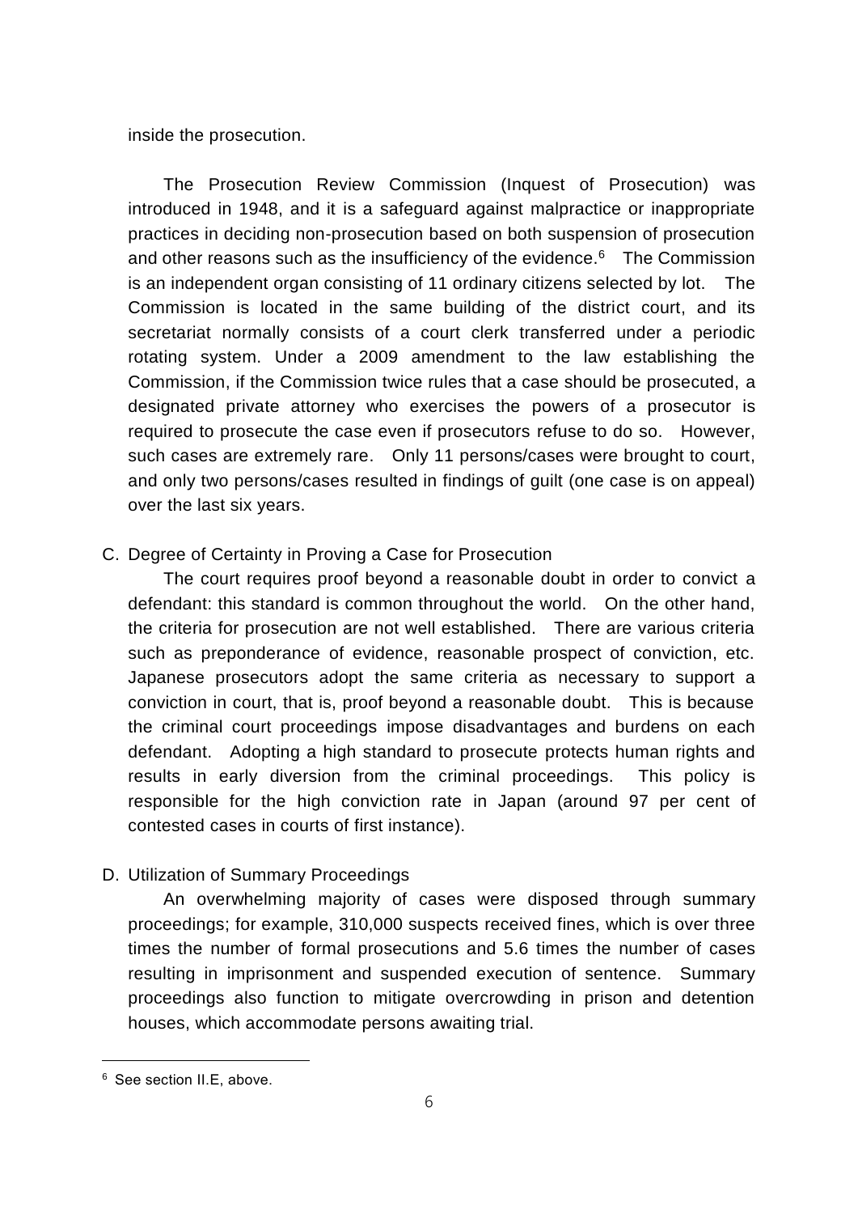inside the prosecution.

The Prosecution Review Commission (Inquest of Prosecution) was introduced in 1948, and it is a safeguard against malpractice or inappropriate practices in deciding non-prosecution based on both suspension of prosecution and other reasons such as the insufficiency of the evidence.[6] The Commission is an independent organ consisting of 11 ordinary citizens selected by lot. The Commission is located in the same building of the district court, and its secretariat normally consists of a court clerk transferred under a periodic rotating system. Under a 2009 amendment to the law establishing the Commission, if the Commission twice rules that a case should be prosecuted, a designated private attorney who exercises the powers of a prosecutor is required to prosecute the case even if prosecutors refuse to do so. However, such cases are extremely rare. Only 11 persons/cases were brought to court, and only two persons/cases resulted in findings of guilt (one case is on appeal) over the last six years.

C. Degree of Certainty in Proving a Case for Prosecution

The court requires proof beyond a reasonable doubt in order to convict a defendant: this standard is common throughout the world. On the other hand, the criteria for prosecution are not well established. There are various criteria such as preponderance of evidence, reasonable prospect of conviction, etc. Japanese prosecutors adopt the same criteria as necessary to support a conviction in court, that is, proof beyond a reasonable doubt. This is because the criminal court proceedings impose disadvantages and burdens on each defendant. Adopting a high standard to prosecute protects human rights and results in early diversion from the criminal proceedings. This policy is responsible for the high conviction rate in Japan (around 97 per cent of contested cases in courts of first instance).

D. Utilization of Summary Proceedings

An overwhelming majority of cases were disposed through summary proceedings; for example, 310,000 suspects received fines, which is over three times the number of formal prosecutions and 5.6 times the number of cases resulting in imprisonment and suspended execution of sentence. Summary proceedings also function to mitigate overcrowding in prison and detention houses, which accommodate persons awaiting trial.

---

[6] See section II.E, above.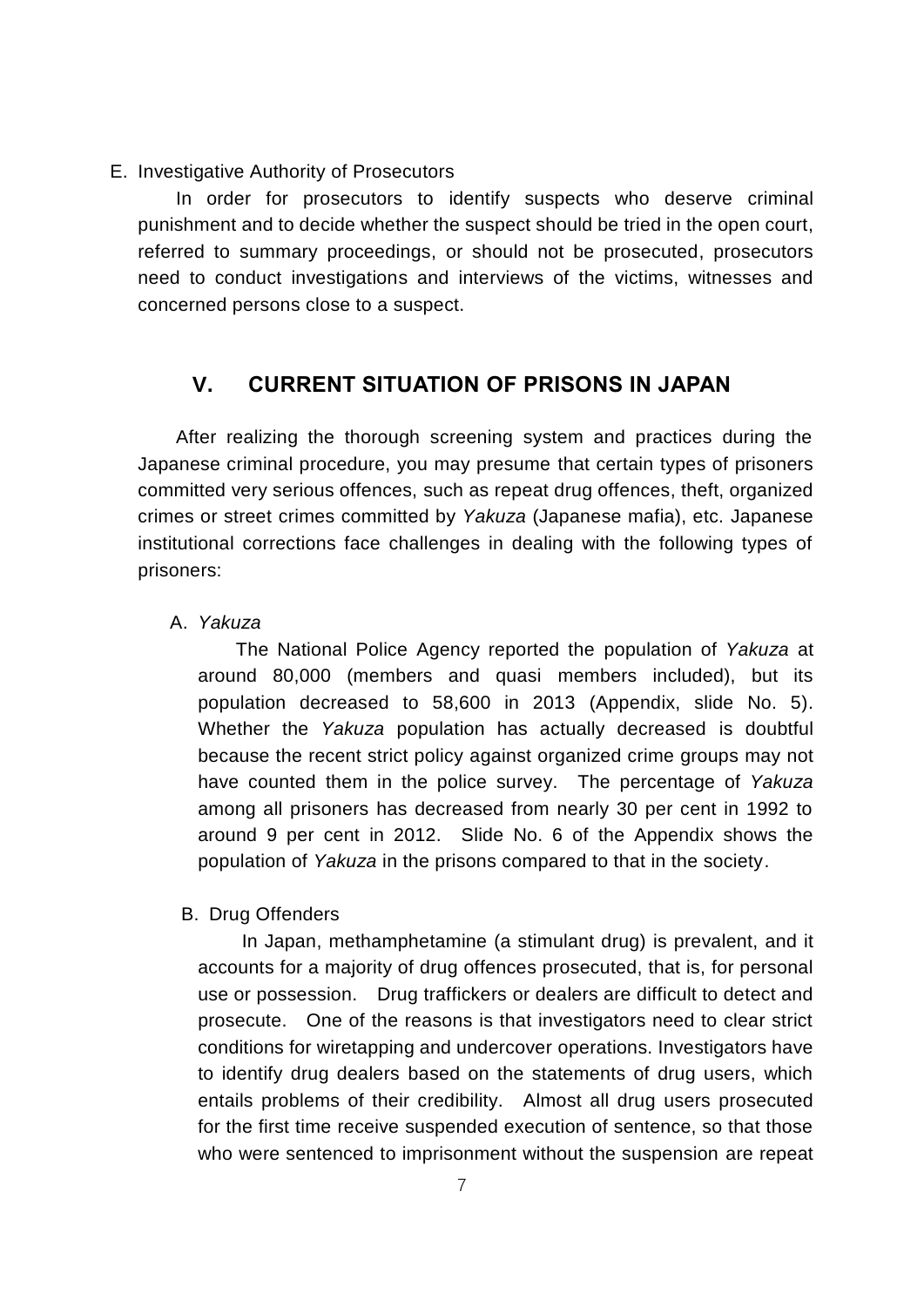E. Investigative Authority of Prosecutors

In order for prosecutors to identify suspects who deserve criminal punishment and to decide whether the suspect should be tried in the open court, referred to summary proceedings, or should not be prosecuted, prosecutors need to conduct investigations and interviews of the victims, witnesses and concerned persons close to a suspect.

## V. CURRENT SITUATION OF PRISONS IN JAPAN

After realizing the thorough screening system and practices during the Japanese criminal procedure, you may presume that certain types of prisoners committed very serious offences, such as repeat drug offences, theft, organized crimes or street crimes committed by *Yakuza* (Japanese mafia), etc. Japanese institutional corrections face challenges in dealing with the following types of prisoners:

A. *Yakuza*

The National Police Agency reported the population of *Yakuza* at around 80,000 (members and quasi members included), but its population decreased to 58,600 in 2013 (Appendix, slide No. 5). Whether the *Yakuza* population has actually decreased is doubtful because the recent strict policy against organized crime groups may not have counted them in the police survey. The percentage of *Yakuza* among all prisoners has decreased from nearly 30 per cent in 1992 to around 9 per cent in 2012. Slide No. 6 of the Appendix shows the population of *Yakuza* in the prisons compared to that in the society.

B. Drug Offenders

In Japan, methamphetamine (a stimulant drug) is prevalent, and it accounts for a majority of drug offences prosecuted, that is, for personal use or possession. Drug traffickers or dealers are difficult to detect and prosecute. One of the reasons is that investigators need to clear strict conditions for wiretapping and undercover operations. Investigators have to identify drug dealers based on the statements of drug users, which entails problems of their credibility. Almost all drug users prosecuted for the first time receive suspended execution of sentence, so that those who were sentenced to imprisonment without the suspension are repeat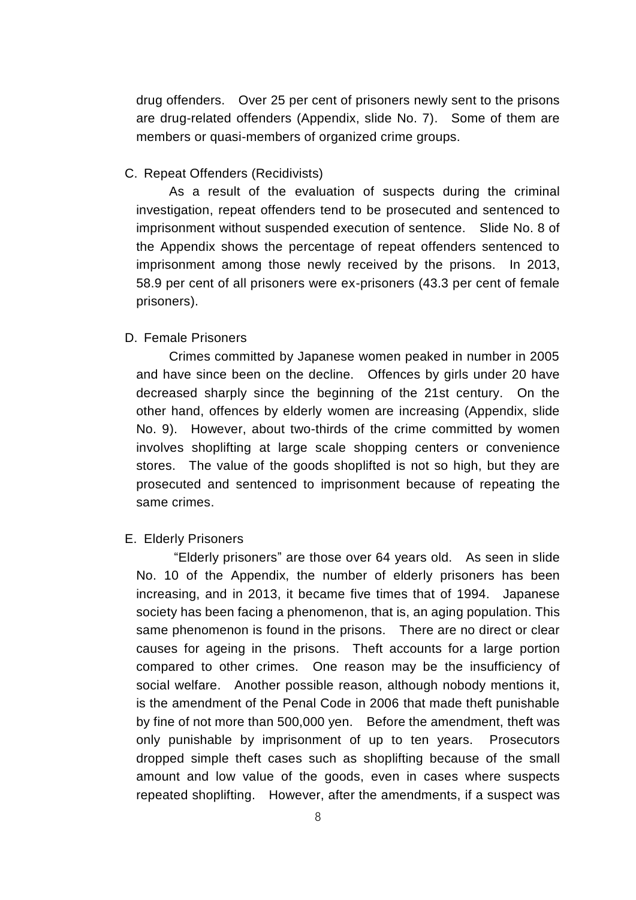drug offenders. Over 25 per cent of prisoners newly sent to the prisons are drug-related offenders (Appendix, slide No. 7). Some of them are members or quasi-members of organized crime groups.

C. Repeat Offenders (Recidivists)

As a result of the evaluation of suspects during the criminal investigation, repeat offenders tend to be prosecuted and sentenced to imprisonment without suspended execution of sentence. Slide No. 8 of the Appendix shows the percentage of repeat offenders sentenced to imprisonment among those newly received by the prisons. In 2013, 58.9 per cent of all prisoners were ex-prisoners (43.3 per cent of female prisoners).

D. Female Prisoners

Crimes committed by Japanese women peaked in number in 2005 and have since been on the decline. Offences by girls under 20 have decreased sharply since the beginning of the 21st century. On the other hand, offences by elderly women are increasing (Appendix, slide No. 9). However, about two-thirds of the crime committed by women involves shoplifting at large scale shopping centers or convenience stores. The value of the goods shoplifted is not so high, but they are prosecuted and sentenced to imprisonment because of repeating the same crimes.

E. Elderly Prisoners

"Elderly prisoners" are those over 64 years old. As seen in slide No. 10 of the Appendix, the number of elderly prisoners has been increasing, and in 2013, it became five times that of 1994. Japanese society has been facing a phenomenon, that is, an aging population. This same phenomenon is found in the prisons. There are no direct or clear causes for ageing in the prisons. Theft accounts for a large portion compared to other crimes. One reason may be the insufficiency of social welfare. Another possible reason, although nobody mentions it, is the amendment of the Penal Code in 2006 that made theft punishable by fine of not more than 500,000 yen. Before the amendment, theft was only punishable by imprisonment of up to ten years. Prosecutors dropped simple theft cases such as shoplifting because of the small amount and low value of the goods, even in cases where suspects repeated shoplifting. However, after the amendments, if a suspect was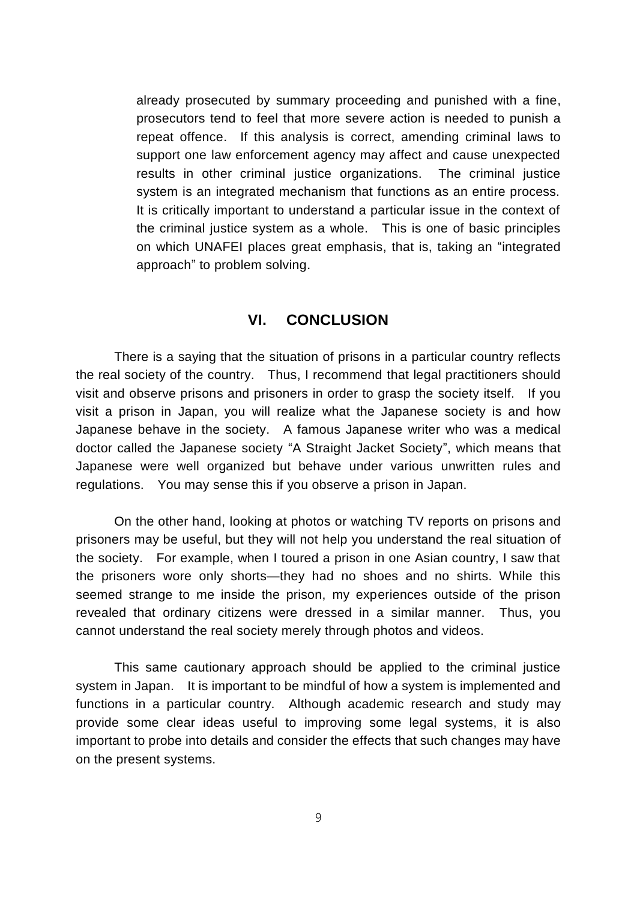already prosecuted by summary proceeding and punished with a fine, prosecutors tend to feel that more severe action is needed to punish a repeat offence. If this analysis is correct, amending criminal laws to support one law enforcement agency may affect and cause unexpected results in other criminal justice organizations. The criminal justice system is an integrated mechanism that functions as an entire process. It is critically important to understand a particular issue in the context of the criminal justice system as a whole. This is one of basic principles on which UNAFEI places great emphasis, that is, taking an "integrated approach" to problem solving.

## VI. CONCLUSION

There is a saying that the situation of prisons in a particular country reflects the real society of the country. Thus, I recommend that legal practitioners should visit and observe prisons and prisoners in order to grasp the society itself. If you visit a prison in Japan, you will realize what the Japanese society is and how Japanese behave in the society. A famous Japanese writer who was a medical doctor called the Japanese society "A Straight Jacket Society", which means that Japanese were well organized but behave under various unwritten rules and regulations. You may sense this if you observe a prison in Japan.

On the other hand, looking at photos or watching TV reports on prisons and prisoners may be useful, but they will not help you understand the real situation of the society. For example, when I toured a prison in one Asian country, I saw that the prisoners wore only shorts—they had no shoes and no shirts. While this seemed strange to me inside the prison, my experiences outside of the prison revealed that ordinary citizens were dressed in a similar manner. Thus, you cannot understand the real society merely through photos and videos.

This same cautionary approach should be applied to the criminal justice system in Japan. It is important to be mindful of how a system is implemented and functions in a particular country. Although academic research and study may provide some clear ideas useful to improving some legal systems, it is also important to probe into details and consider the effects that such changes may have on the present systems.